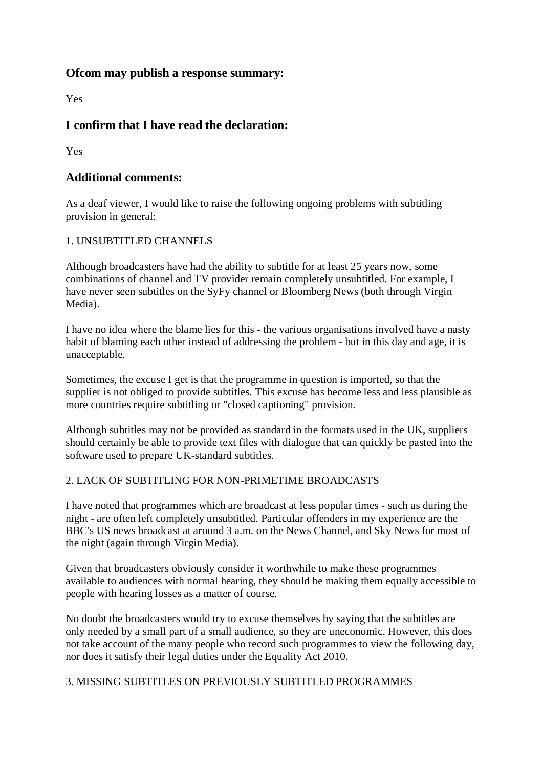## Ofcom may publish a response summary:

Yes

## I confirm that I have read the declaration:

Yes

## Additional comments:

As a deaf viewer, I would like to raise the following ongoing problems with subtitling provision in general:

1. UNSUBTITLED CHANNELS

Although broadcasters have had the ability to subtitle for at least 25 years now, some combinations of channel and TV provider remain completely unsubtitled. For example, I have never seen subtitles on the SyFy channel or Bloomberg News (both through Virgin Media).

I have no idea where the blame lies for this - the various organisations involved have a nasty habit of blaming each other instead of addressing the problem - but in this day and age, it is unacceptable.

Sometimes, the excuse I get is that the programme in question is imported, so that the supplier is not obliged to provide subtitles. This excuse has become less and less plausible as more countries require subtitling or "closed captioning" provision.

Although subtitles may not be provided as standard in the formats used in the UK, suppliers should certainly be able to provide text files with dialogue that can quickly be pasted into the software used to prepare UK-standard subtitles.

2. LACK OF SUBTITLING FOR NON-PRIMETIME BROADCASTS

I have noted that programmes which are broadcast at less popular times - such as during the night - are often left completely unsubtitled. Particular offenders in my experience are the BBC's US news broadcast at around 3 a.m. on the News Channel, and Sky News for most of the night (again through Virgin Media).

Given that broadcasters obviously consider it worthwhile to make these programmes available to audiences with normal hearing, they should be making them equally accessible to people with hearing losses as a matter of course.

No doubt the broadcasters would try to excuse themselves by saying that the subtitles are only needed by a small part of a small audience, so they are uneconomic. However, this does not take account of the many people who record such programmes to view the following day, nor does it satisfy their legal duties under the Equality Act 2010.

3. MISSING SUBTITLES ON PREVIOUSLY SUBTITLED PROGRAMMES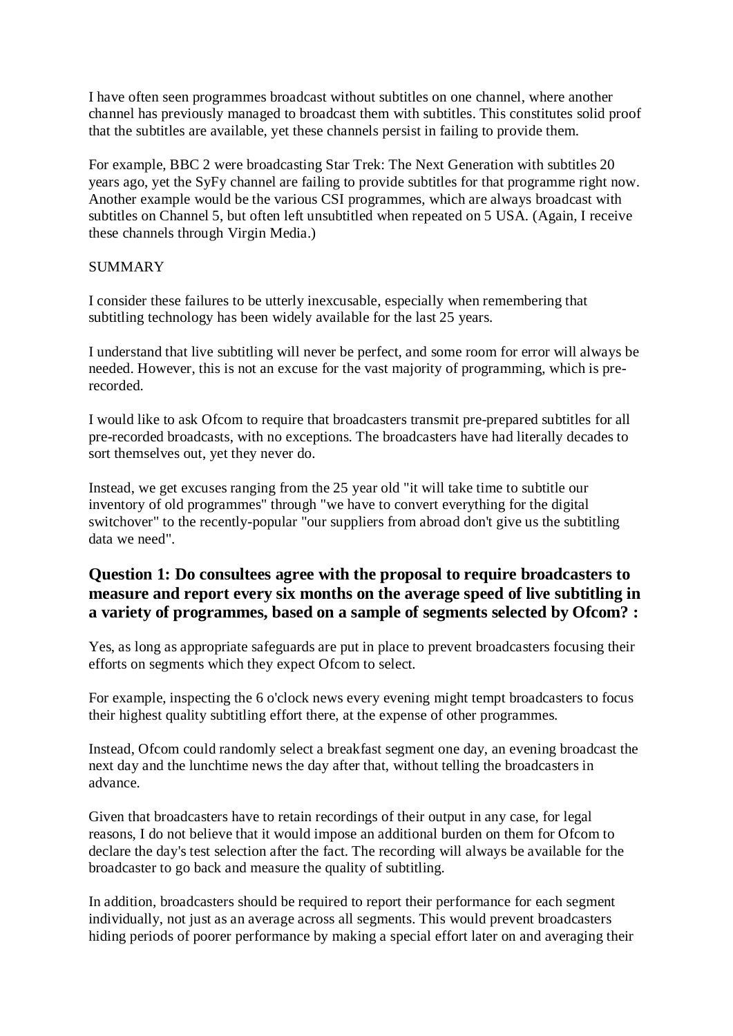I have often seen programmes broadcast without subtitles on one channel, where another channel has previously managed to broadcast them with subtitles. This constitutes solid proof that the subtitles are available, yet these channels persist in failing to provide them.

For example, BBC 2 were broadcasting Star Trek: The Next Generation with subtitles 20 years ago, yet the SyFy channel are failing to provide subtitles for that programme right now. Another example would be the various CSI programmes, which are always broadcast with subtitles on Channel 5, but often left unsubtitled when repeated on 5 USA. (Again, I receive these channels through Virgin Media.)

SUMMARY

I consider these failures to be utterly inexcusable, especially when remembering that subtitling technology has been widely available for the last 25 years.

I understand that live subtitling will never be perfect, and some room for error will always be needed. However, this is not an excuse for the vast majority of programming, which is pre-recorded.

I would like to ask Ofcom to require that broadcasters transmit pre-prepared subtitles for all pre-recorded broadcasts, with no exceptions. The broadcasters have had literally decades to sort themselves out, yet they never do.

Instead, we get excuses ranging from the 25 year old "it will take time to subtitle our inventory of old programmes" through "we have to convert everything for the digital switchover" to the recently-popular "our suppliers from abroad don't give us the subtitling data we need".

### Question 1: Do consultees agree with the proposal to require broadcasters to measure and report every six months on the average speed of live subtitling in a variety of programmes, based on a sample of segments selected by Ofcom? :

Yes, as long as appropriate safeguards are put in place to prevent broadcasters focusing their efforts on segments which they expect Ofcom to select.

For example, inspecting the 6 o'clock news every evening might tempt broadcasters to focus their highest quality subtitling effort there, at the expense of other programmes.

Instead, Ofcom could randomly select a breakfast segment one day, an evening broadcast the next day and the lunchtime news the day after that, without telling the broadcasters in advance.

Given that broadcasters have to retain recordings of their output in any case, for legal reasons, I do not believe that it would impose an additional burden on them for Ofcom to declare the day's test selection after the fact. The recording will always be available for the broadcaster to go back and measure the quality of subtitling.

In addition, broadcasters should be required to report their performance for each segment individually, not just as an average across all segments. This would prevent broadcasters hiding periods of poorer performance by making a special effort later on and averaging their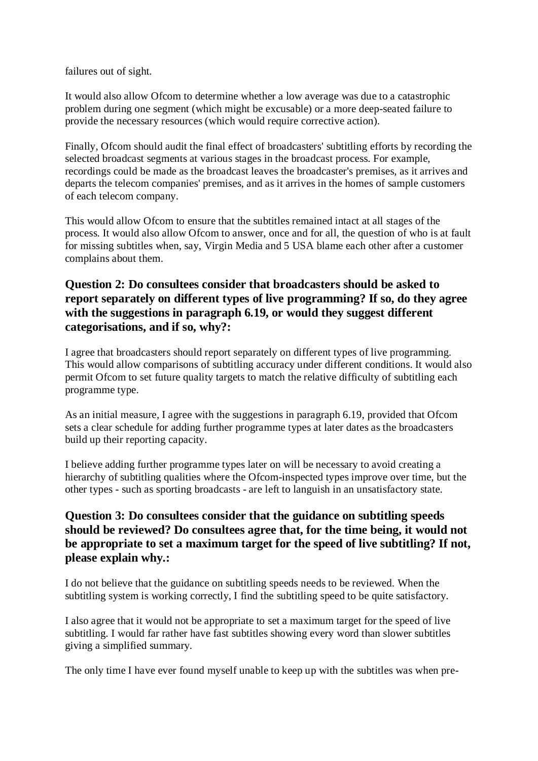failures out of sight.

It would also allow Ofcom to determine whether a low average was due to a catastrophic problem during one segment (which might be excusable) or a more deep-seated failure to provide the necessary resources (which would require corrective action).

Finally, Ofcom should audit the final effect of broadcasters' subtitling efforts by recording the selected broadcast segments at various stages in the broadcast process. For example, recordings could be made as the broadcast leaves the broadcaster's premises, as it arrives and departs the telecom companies' premises, and as it arrives in the homes of sample customers of each telecom company.

This would allow Ofcom to ensure that the subtitles remained intact at all stages of the process. It would also allow Ofcom to answer, once and for all, the question of who is at fault for missing subtitles when, say, Virgin Media and 5 USA blame each other after a customer complains about them.

### Question 2: Do consultees consider that broadcasters should be asked to report separately on different types of live programming? If so, do they agree with the suggestions in paragraph 6.19, or would they suggest different categorisations, and if so, why?:

I agree that broadcasters should report separately on different types of live programming. This would allow comparisons of subtitling accuracy under different conditions. It would also permit Ofcom to set future quality targets to match the relative difficulty of subtitling each programme type.

As an initial measure, I agree with the suggestions in paragraph 6.19, provided that Ofcom sets a clear schedule for adding further programme types at later dates as the broadcasters build up their reporting capacity.

I believe adding further programme types later on will be necessary to avoid creating a hierarchy of subtitling qualities where the Ofcom-inspected types improve over time, but the other types - such as sporting broadcasts - are left to languish in an unsatisfactory state.

### Question 3: Do consultees consider that the guidance on subtitling speeds should be reviewed? Do consultees agree that, for the time being, it would not be appropriate to set a maximum target for the speed of live subtitling? If not, please explain why.:

I do not believe that the guidance on subtitling speeds needs to be reviewed. When the subtitling system is working correctly, I find the subtitling speed to be quite satisfactory.

I also agree that it would not be appropriate to set a maximum target for the speed of live subtitling. I would far rather have fast subtitles showing every word than slower subtitles giving a simplified summary.

The only time I have ever found myself unable to keep up with the subtitles was when pre-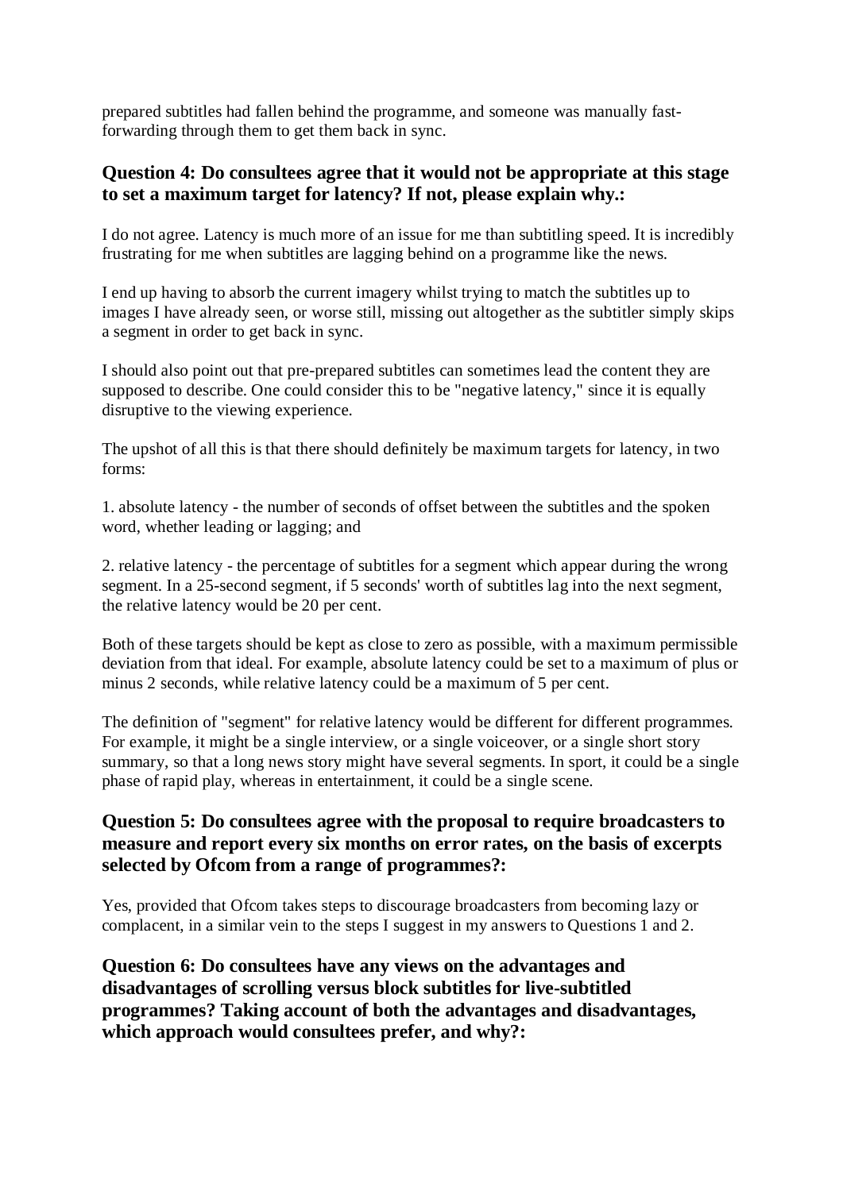prepared subtitles had fallen behind the programme, and someone was manually fast-forwarding through them to get them back in sync.

### Question 4: Do consultees agree that it would not be appropriate at this stage to set a maximum target for latency? If not, please explain why.:

I do not agree. Latency is much more of an issue for me than subtitling speed. It is incredibly frustrating for me when subtitles are lagging behind on a programme like the news.

I end up having to absorb the current imagery whilst trying to match the subtitles up to images I have already seen, or worse still, missing out altogether as the subtitler simply skips a segment in order to get back in sync.

I should also point out that pre-prepared subtitles can sometimes lead the content they are supposed to describe. One could consider this to be "negative latency," since it is equally disruptive to the viewing experience.

The upshot of all this is that there should definitely be maximum targets for latency, in two forms:

1. absolute latency - the number of seconds of offset between the subtitles and the spoken word, whether leading or lagging; and

2. relative latency - the percentage of subtitles for a segment which appear during the wrong segment. In a 25-second segment, if 5 seconds' worth of subtitles lag into the next segment, the relative latency would be 20 per cent.

Both of these targets should be kept as close to zero as possible, with a maximum permissible deviation from that ideal. For example, absolute latency could be set to a maximum of plus or minus 2 seconds, while relative latency could be a maximum of 5 per cent.

The definition of "segment" for relative latency would be different for different programmes. For example, it might be a single interview, or a single voiceover, or a single short story summary, so that a long news story might have several segments. In sport, it could be a single phase of rapid play, whereas in entertainment, it could be a single scene.

### Question 5: Do consultees agree with the proposal to require broadcasters to measure and report every six months on error rates, on the basis of excerpts selected by Ofcom from a range of programmes?:

Yes, provided that Ofcom takes steps to discourage broadcasters from becoming lazy or complacent, in a similar vein to the steps I suggest in my answers to Questions 1 and 2.

### Question 6: Do consultees have any views on the advantages and disadvantages of scrolling versus block subtitles for live-subtitled programmes? Taking account of both the advantages and disadvantages, which approach would consultees prefer, and why?: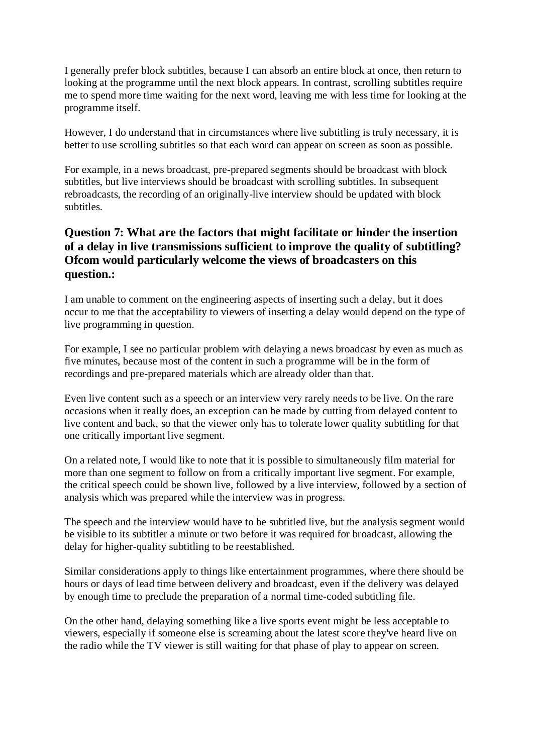I generally prefer block subtitles, because I can absorb an entire block at once, then return to looking at the programme until the next block appears. In contrast, scrolling subtitles require me to spend more time waiting for the next word, leaving me with less time for looking at the programme itself.

However, I do understand that in circumstances where live subtitling is truly necessary, it is better to use scrolling subtitles so that each word can appear on screen as soon as possible.

For example, in a news broadcast, pre-prepared segments should be broadcast with block subtitles, but live interviews should be broadcast with scrolling subtitles. In subsequent rebroadcasts, the recording of an originally-live interview should be updated with block subtitles.

## Question 7: What are the factors that might facilitate or hinder the insertion of a delay in live transmissions sufficient to improve the quality of subtitling? Ofcom would particularly welcome the views of broadcasters on this question.:

I am unable to comment on the engineering aspects of inserting such a delay, but it does occur to me that the acceptability to viewers of inserting a delay would depend on the type of live programming in question.

For example, I see no particular problem with delaying a news broadcast by even as much as five minutes, because most of the content in such a programme will be in the form of recordings and pre-prepared materials which are already older than that.

Even live content such as a speech or an interview very rarely needs to be live. On the rare occasions when it really does, an exception can be made by cutting from delayed content to live content and back, so that the viewer only has to tolerate lower quality subtitling for that one critically important live segment.

On a related note, I would like to note that it is possible to simultaneously film material for more than one segment to follow on from a critically important live segment. For example, the critical speech could be shown live, followed by a live interview, followed by a section of analysis which was prepared while the interview was in progress.

The speech and the interview would have to be subtitled live, but the analysis segment would be visible to its subtitler a minute or two before it was required for broadcast, allowing the delay for higher-quality subtitling to be reestablished.

Similar considerations apply to things like entertainment programmes, where there should be hours or days of lead time between delivery and broadcast, even if the delivery was delayed by enough time to preclude the preparation of a normal time-coded subtitling file.

On the other hand, delaying something like a live sports event might be less acceptable to viewers, especially if someone else is screaming about the latest score they've heard live on the radio while the TV viewer is still waiting for that phase of play to appear on screen.